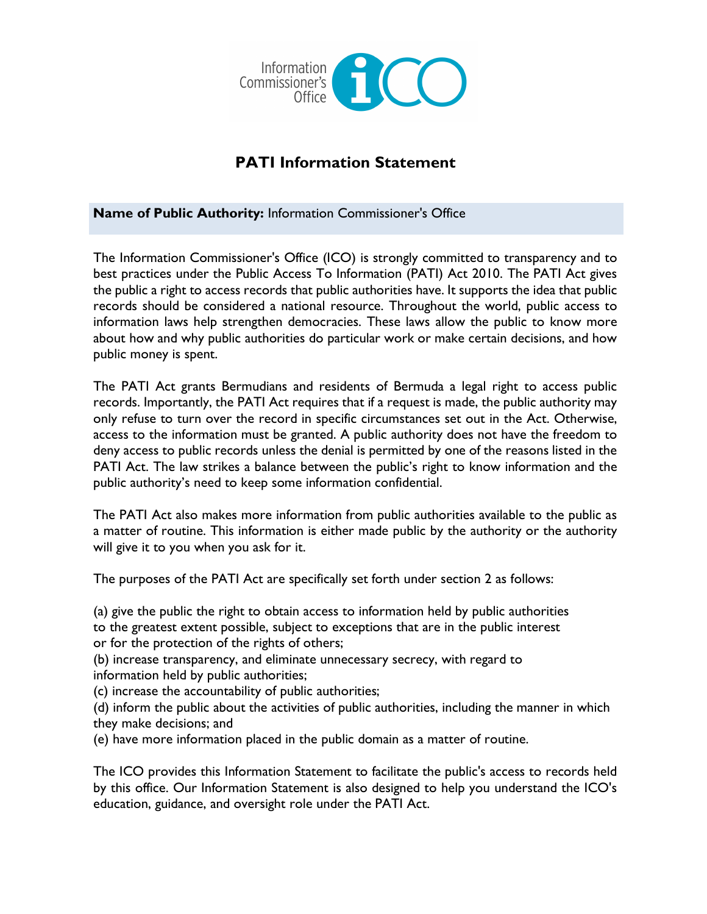# PATI Information Statement

**Name of Public Authority:** Information Commissioner's Office

The Information Commissioner's Office (ICO) is strongly committed to transparency and to best practices under the Public Access To Information (PATI) Act 2010. The PATI Act gives the public a right to access records that public authorities have. It supports the idea that public records should be considered a national resource. Throughout the world, public access to information laws help strengthen democracies. These laws allow the public to know more about how and why public authorities do particular work or make certain decisions, and how public money is spent.

The PATI Act grants Bermudians and residents of Bermuda a legal right to access public records. Importantly, the PATI Act requires that if a request is made, the public authority may only refuse to turn over the record in specific circumstances set out in the Act. Otherwise, access to the information must be granted. A public authority does not have the freedom to deny access to public records unless the denial is permitted by one of the reasons listed in the PATI Act. The law strikes a balance between the public's right to know information and the public authority's need to keep some information confidential.

The PATI Act also makes more information from public authorities available to the public as a matter of routine. This information is either made public by the authority or the authority will give it to you when you ask for it.

The purposes of the PATI Act are specifically set forth under section 2 as follows:

(a) give the public the right to obtain access to information held by public authorities to the greatest extent possible, subject to exceptions that are in the public interest or for the protection of the rights of others;
(b) increase transparency, and eliminate unnecessary secrecy, with regard to information held by public authorities;
(c) increase the accountability of public authorities;
(d) inform the public about the activities of public authorities, including the manner in which they make decisions; and
(e) have more information placed in the public domain as a matter of routine.

The ICO provides this Information Statement to facilitate the public's access to records held by this office. Our Information Statement is also designed to help you understand the ICO's education, guidance, and oversight role under the PATI Act.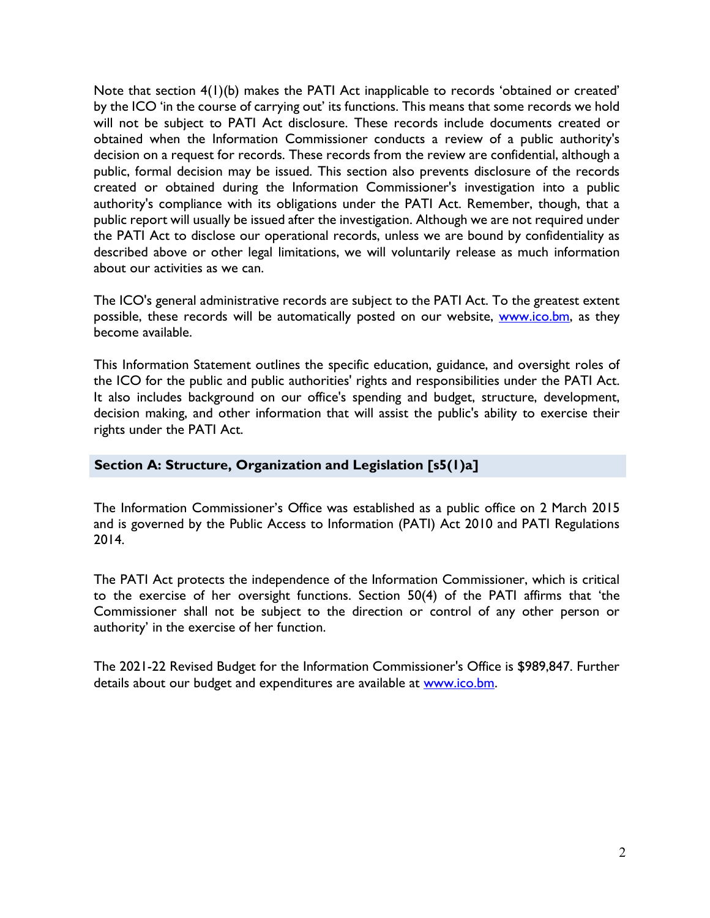Note that section 4(1)(b) makes the PATI Act inapplicable to records 'obtained or created' by the ICO 'in the course of carrying out' its functions. This means that some records we hold will not be subject to PATI Act disclosure. These records include documents created or obtained when the Information Commissioner conducts a review of a public authority's decision on a request for records. These records from the review are confidential, although a public, formal decision may be issued. This section also prevents disclosure of the records created or obtained during the Information Commissioner's investigation into a public authority's compliance with its obligations under the PATI Act. Remember, though, that a public report will usually be issued after the investigation. Although we are not required under the PATI Act to disclose our operational records, unless we are bound by confidentiality as described above or other legal limitations, we will voluntarily release as much information about our activities as we can.

The ICO's general administrative records are subject to the PATI Act. To the greatest extent possible, these records will be automatically posted on our website, [www.ico.bm](http://www.ico.bm), as they become available.

This Information Statement outlines the specific education, guidance, and oversight roles of the ICO for the public and public authorities' rights and responsibilities under the PATI Act. It also includes background on our office's spending and budget, structure, development, decision making, and other information that will assist the public's ability to exercise their rights under the PATI Act.

## Section A: Structure, Organization and Legislation [s5(1)a]

The Information Commissioner's Office was established as a public office on 2 March 2015 and is governed by the Public Access to Information (PATI) Act 2010 and PATI Regulations 2014.

The PATI Act protects the independence of the Information Commissioner, which is critical to the exercise of her oversight functions. Section 50(4) of the PATI affirms that 'the Commissioner shall not be subject to the direction or control of any other person or authority' in the exercise of her function.

The 2021-22 Revised Budget for the Information Commissioner's Office is $989,847. Further details about our budget and expenditures are available at [www.ico.bm](http://www.ico.bm).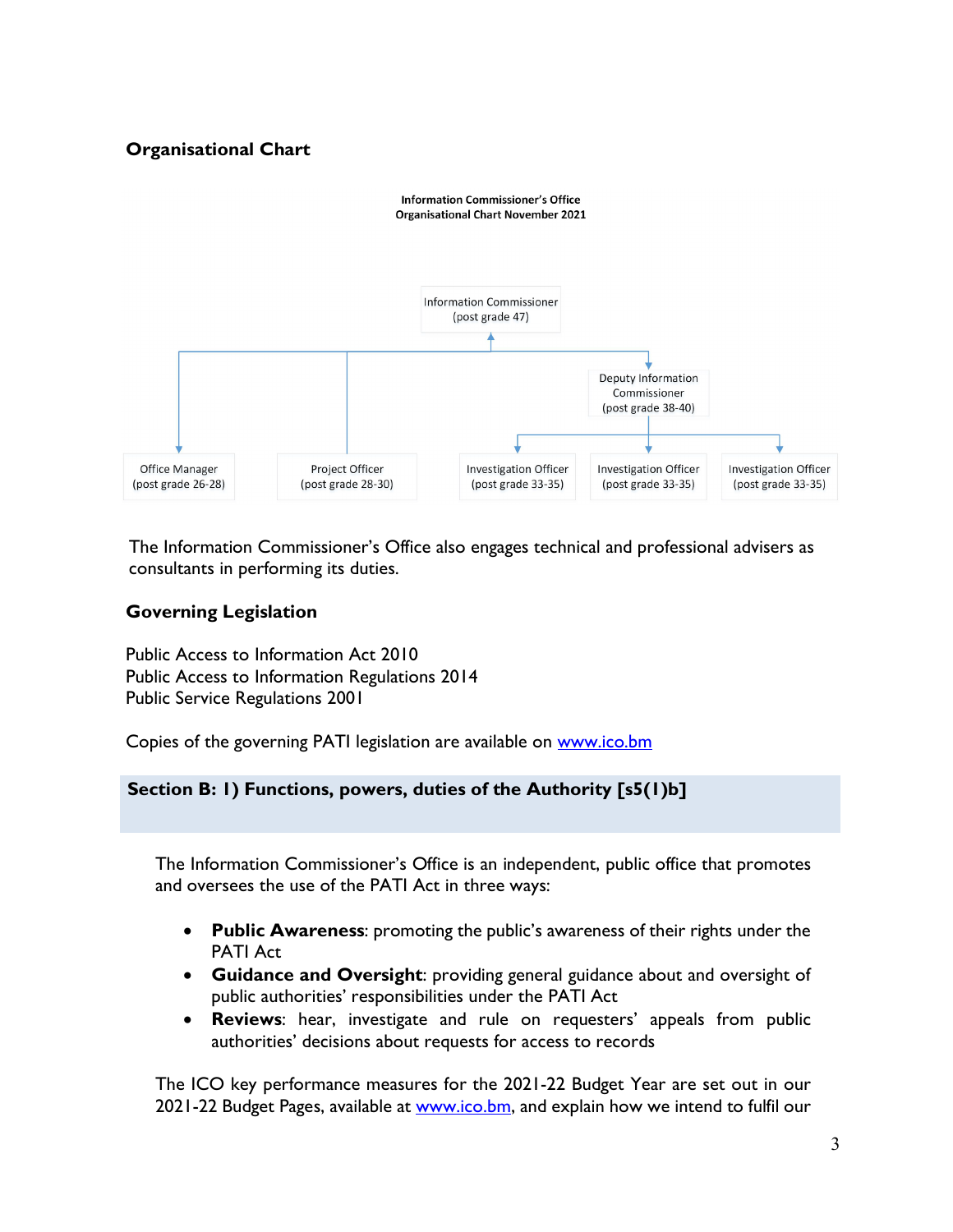## Organisational Chart

**Information Commissioner's Office**
**Organisational Chart November 2021**

- Information Commissioner (post grade 47)
  - Office Manager (post grade 26-28)
  - Project Officer (post grade 28-30)
  - Deputy Information Commissioner (post grade 38-40)
    - Investigation Officer (post grade 33-35)
    - Investigation Officer (post grade 33-35)
    - Investigation Officer (post grade 33-35)

The Information Commissioner's Office also engages technical and professional advisers as consultants in performing its duties.

## Governing Legislation

Public Access to Information Act 2010
Public Access to Information Regulations 2014
Public Service Regulations 2001

Copies of the governing PATI legislation are available on www.ico.bm

## Section B: 1) Functions, powers, duties of the Authority [s5(1)b]

The Information Commissioner's Office is an independent, public office that promotes and oversees the use of the PATI Act in three ways:

- **Public Awareness**: promoting the public's awareness of their rights under the PATI Act
- **Guidance and Oversight**: providing general guidance about and oversight of public authorities' responsibilities under the PATI Act
- **Reviews**: hear, investigate and rule on requesters' appeals from public authorities' decisions about requests for access to records

The ICO key performance measures for the 2021-22 Budget Year are set out in our 2021-22 Budget Pages, available at www.ico.bm, and explain how we intend to fulfil our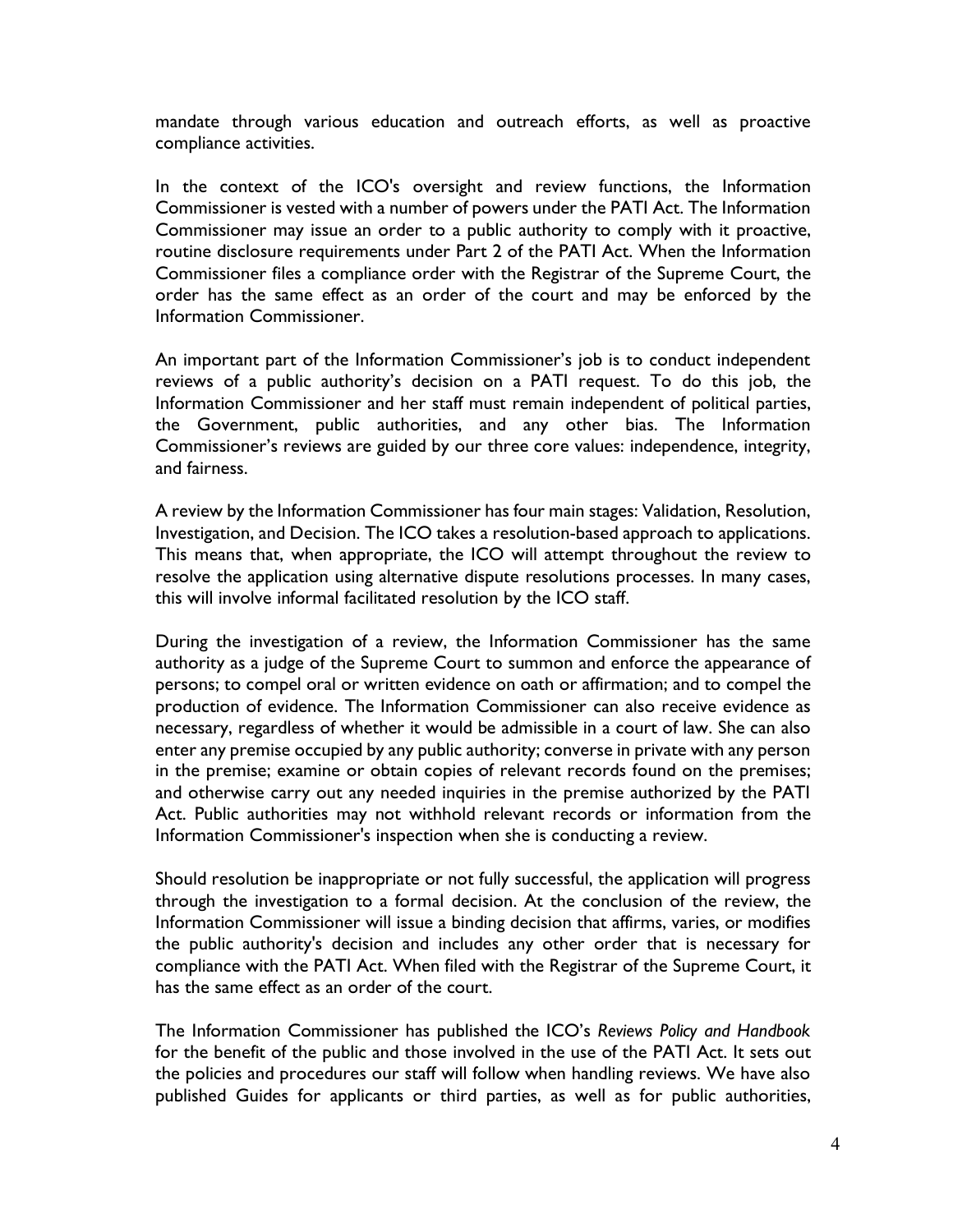mandate through various education and outreach efforts, as well as proactive compliance activities.

In the context of the ICO's oversight and review functions, the Information Commissioner is vested with a number of powers under the PATI Act. The Information Commissioner may issue an order to a public authority to comply with it proactive, routine disclosure requirements under Part 2 of the PATI Act. When the Information Commissioner files a compliance order with the Registrar of the Supreme Court, the order has the same effect as an order of the court and may be enforced by the Information Commissioner.

An important part of the Information Commissioner's job is to conduct independent reviews of a public authority's decision on a PATI request. To do this job, the Information Commissioner and her staff must remain independent of political parties, the Government, public authorities, and any other bias. The Information Commissioner's reviews are guided by our three core values: independence, integrity, and fairness.

A review by the Information Commissioner has four main stages: Validation, Resolution, Investigation, and Decision. The ICO takes a resolution-based approach to applications. This means that, when appropriate, the ICO will attempt throughout the review to resolve the application using alternative dispute resolutions processes. In many cases, this will involve informal facilitated resolution by the ICO staff.

During the investigation of a review, the Information Commissioner has the same authority as a judge of the Supreme Court to summon and enforce the appearance of persons; to compel oral or written evidence on oath or affirmation; and to compel the production of evidence. The Information Commissioner can also receive evidence as necessary, regardless of whether it would be admissible in a court of law. She can also enter any premise occupied by any public authority; converse in private with any person in the premise; examine or obtain copies of relevant records found on the premises; and otherwise carry out any needed inquiries in the premise authorized by the PATI Act. Public authorities may not withhold relevant records or information from the Information Commissioner's inspection when she is conducting a review.

Should resolution be inappropriate or not fully successful, the application will progress through the investigation to a formal decision. At the conclusion of the review, the Information Commissioner will issue a binding decision that affirms, varies, or modifies the public authority's decision and includes any other order that is necessary for compliance with the PATI Act. When filed with the Registrar of the Supreme Court, it has the same effect as an order of the court.

The Information Commissioner has published the ICO's *Reviews Policy and Handbook* for the benefit of the public and those involved in the use of the PATI Act. It sets out the policies and procedures our staff will follow when handling reviews. We have also published Guides for applicants or third parties, as well as for public authorities,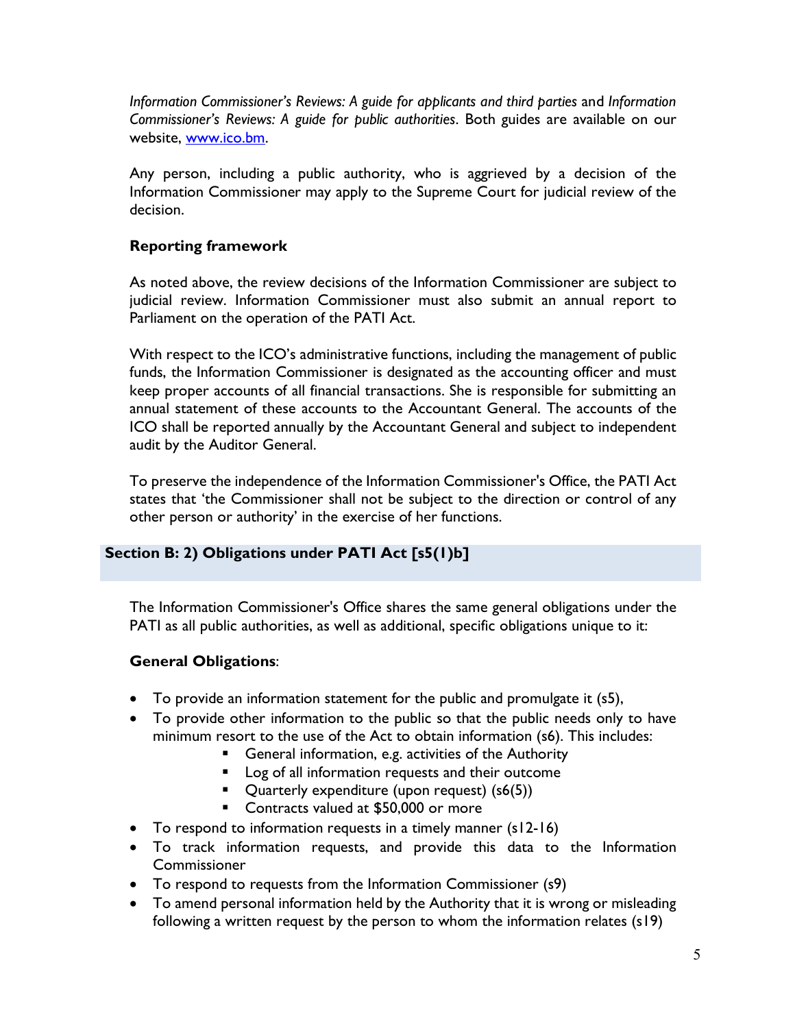*Information Commissioner's Reviews: A guide for applicants and third parties* and *Information Commissioner's Reviews: A guide for public authorities*. Both guides are available on our website, [www.ico.bm](http://www.ico.bm).

Any person, including a public authority, who is aggrieved by a decision of the Information Commissioner may apply to the Supreme Court for judicial review of the decision.

**Reporting framework**

As noted above, the review decisions of the Information Commissioner are subject to judicial review. Information Commissioner must also submit an annual report to Parliament on the operation of the PATI Act.

With respect to the ICO's administrative functions, including the management of public funds, the Information Commissioner is designated as the accounting officer and must keep proper accounts of all financial transactions. She is responsible for submitting an annual statement of these accounts to the Accountant General. The accounts of the ICO shall be reported annually by the Accountant General and subject to independent audit by the Auditor General.

To preserve the independence of the Information Commissioner's Office, the PATI Act states that 'the Commissioner shall not be subject to the direction or control of any other person or authority' in the exercise of her functions.

## Section B: 2) Obligations under PATI Act [s5(1)b]

The Information Commissioner's Office shares the same general obligations under the PATI as all public authorities, as well as additional, specific obligations unique to it:

**General Obligations**:

- To provide an information statement for the public and promulgate it (s5),
- To provide other information to the public so that the public needs only to have minimum resort to the use of the Act to obtain information (s6). This includes:
  - General information, e.g. activities of the Authority
  - Log of all information requests and their outcome
  - Quarterly expenditure (upon request) (s6(5))
  - Contracts valued at $50,000 or more
- To respond to information requests in a timely manner (s12-16)
- To track information requests, and provide this data to the Information Commissioner
- To respond to requests from the Information Commissioner (s9)
- To amend personal information held by the Authority that it is wrong or misleading following a written request by the person to whom the information relates (s19)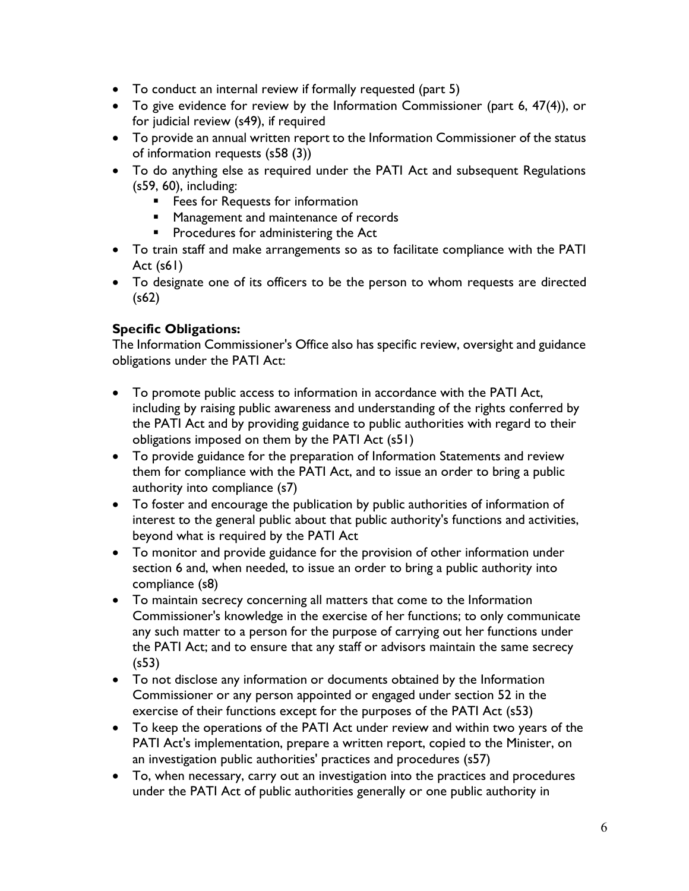- To conduct an internal review if formally requested (part 5)
- To give evidence for review by the Information Commissioner (part 6, 47(4)), or for judicial review (s49), if required
- To provide an annual written report to the Information Commissioner of the status of information requests (s58 (3))
- To do anything else as required under the PATI Act and subsequent Regulations (s59, 60), including:
  - Fees for Requests for information
  - Management and maintenance of records
  - Procedures for administering the Act
- To train staff and make arrangements so as to facilitate compliance with the PATI Act (s61)
- To designate one of its officers to be the person to whom requests are directed (s62)

**Specific Obligations:**
The Information Commissioner's Office also has specific review, oversight and guidance obligations under the PATI Act:

- To promote public access to information in accordance with the PATI Act, including by raising public awareness and understanding of the rights conferred by the PATI Act and by providing guidance to public authorities with regard to their obligations imposed on them by the PATI Act (s51)
- To provide guidance for the preparation of Information Statements and review them for compliance with the PATI Act, and to issue an order to bring a public authority into compliance (s7)
- To foster and encourage the publication by public authorities of information of interest to the general public about that public authority's functions and activities, beyond what is required by the PATI Act
- To monitor and provide guidance for the provision of other information under section 6 and, when needed, to issue an order to bring a public authority into compliance (s8)
- To maintain secrecy concerning all matters that come to the Information Commissioner's knowledge in the exercise of her functions; to only communicate any such matter to a person for the purpose of carrying out her functions under the PATI Act; and to ensure that any staff or advisors maintain the same secrecy (s53)
- To not disclose any information or documents obtained by the Information Commissioner or any person appointed or engaged under section 52 in the exercise of their functions except for the purposes of the PATI Act (s53)
- To keep the operations of the PATI Act under review and within two years of the PATI Act's implementation, prepare a written report, copied to the Minister, on an investigation public authorities' practices and procedures (s57)
- To, when necessary, carry out an investigation into the practices and procedures under the PATI Act of public authorities generally or one public authority in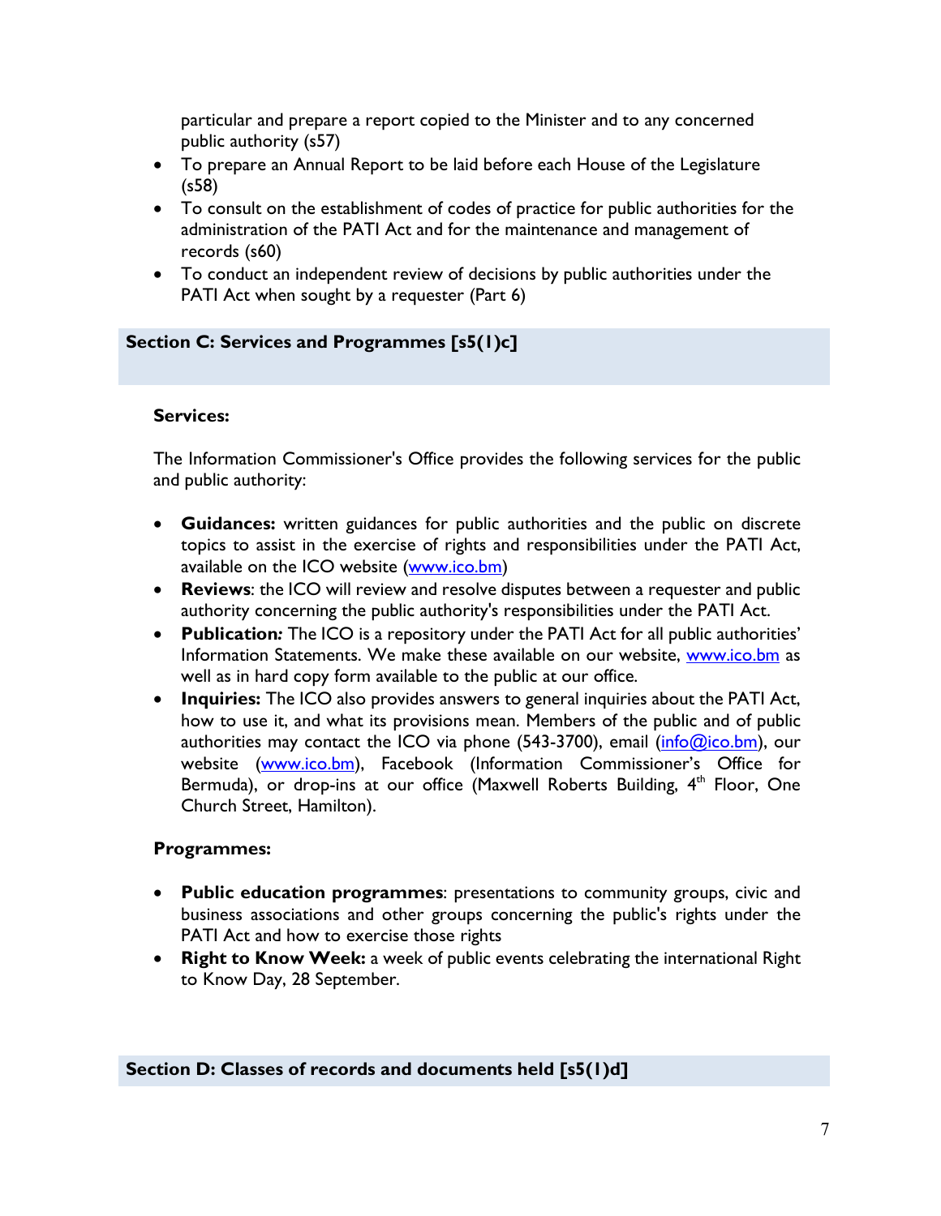particular and prepare a report copied to the Minister and to any concerned public authority (s57)

- To prepare an Annual Report to be laid before each House of the Legislature (s58)
- To consult on the establishment of codes of practice for public authorities for the administration of the PATI Act and for the maintenance and management of records (s60)
- To conduct an independent review of decisions by public authorities under the PATI Act when sought by a requester (Part 6)

## Section C: Services and Programmes [s5(1)c]

### Services:

The Information Commissioner's Office provides the following services for the public and public authority:

- **Guidances:** written guidances for public authorities and the public on discrete topics to assist in the exercise of rights and responsibilities under the PATI Act, available on the ICO website (www.ico.bm)
- **Reviews**: the ICO will review and resolve disputes between a requester and public authority concerning the public authority's responsibilities under the PATI Act.
- **Publication***:* The ICO is a repository under the PATI Act for all public authorities' Information Statements. We make these available on our website, www.ico.bm as well as in hard copy form available to the public at our office.
- **Inquiries:** The ICO also provides answers to general inquiries about the PATI Act, how to use it, and what its provisions mean. Members of the public and of public authorities may contact the ICO via phone (543-3700), email (info@ico.bm), our website (www.ico.bm), Facebook (Information Commissioner's Office for Bermuda), or drop-ins at our office (Maxwell Roberts Building, 4th Floor, One Church Street, Hamilton).

### Programmes:

- **Public education programmes**: presentations to community groups, civic and business associations and other groups concerning the public's rights under the PATI Act and how to exercise those rights
- **Right to Know Week:** a week of public events celebrating the international Right to Know Day, 28 September.

## Section D: Classes of records and documents held [s5(1)d]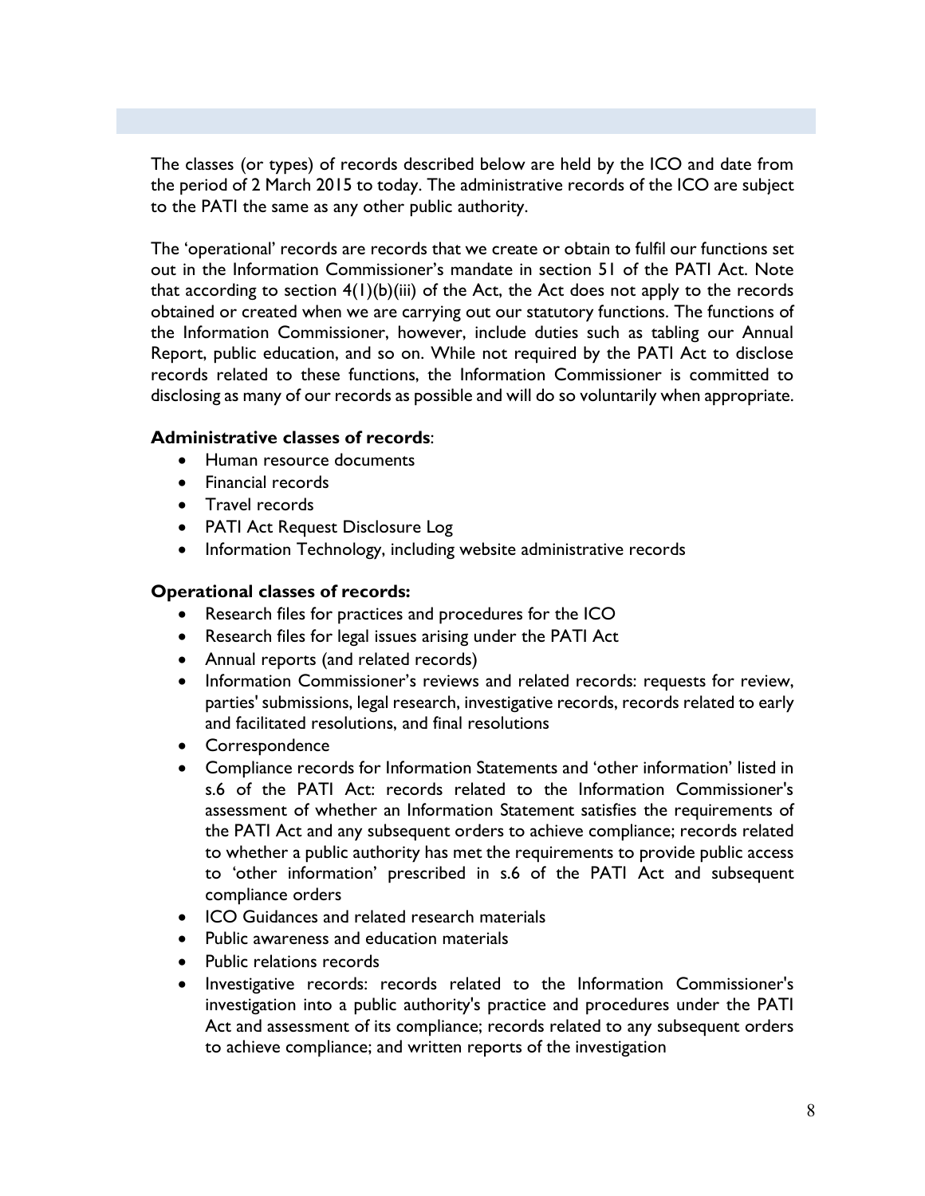The classes (or types) of records described below are held by the ICO and date from the period of 2 March 2015 to today. The administrative records of the ICO are subject to the PATI the same as any other public authority.

The 'operational' records are records that we create or obtain to fulfil our functions set out in the Information Commissioner's mandate in section 51 of the PATI Act. Note that according to section 4(1)(b)(iii) of the Act, the Act does not apply to the records obtained or created when we are carrying out our statutory functions. The functions of the Information Commissioner, however, include duties such as tabling our Annual Report, public education, and so on. While not required by the PATI Act to disclose records related to these functions, the Information Commissioner is committed to disclosing as many of our records as possible and will do so voluntarily when appropriate.

**Administrative classes of records**:

- Human resource documents
- Financial records
- Travel records
- PATI Act Request Disclosure Log
- Information Technology, including website administrative records

**Operational classes of records:**

- Research files for practices and procedures for the ICO
- Research files for legal issues arising under the PATI Act
- Annual reports (and related records)
- Information Commissioner's reviews and related records: requests for review, parties' submissions, legal research, investigative records, records related to early and facilitated resolutions, and final resolutions
- Correspondence
- Compliance records for Information Statements and 'other information' listed in s.6 of the PATI Act: records related to the Information Commissioner's assessment of whether an Information Statement satisfies the requirements of the PATI Act and any subsequent orders to achieve compliance; records related to whether a public authority has met the requirements to provide public access to 'other information' prescribed in s.6 of the PATI Act and subsequent compliance orders
- ICO Guidances and related research materials
- Public awareness and education materials
- Public relations records
- Investigative records: records related to the Information Commissioner's investigation into a public authority's practice and procedures under the PATI Act and assessment of its compliance; records related to any subsequent orders to achieve compliance; and written reports of the investigation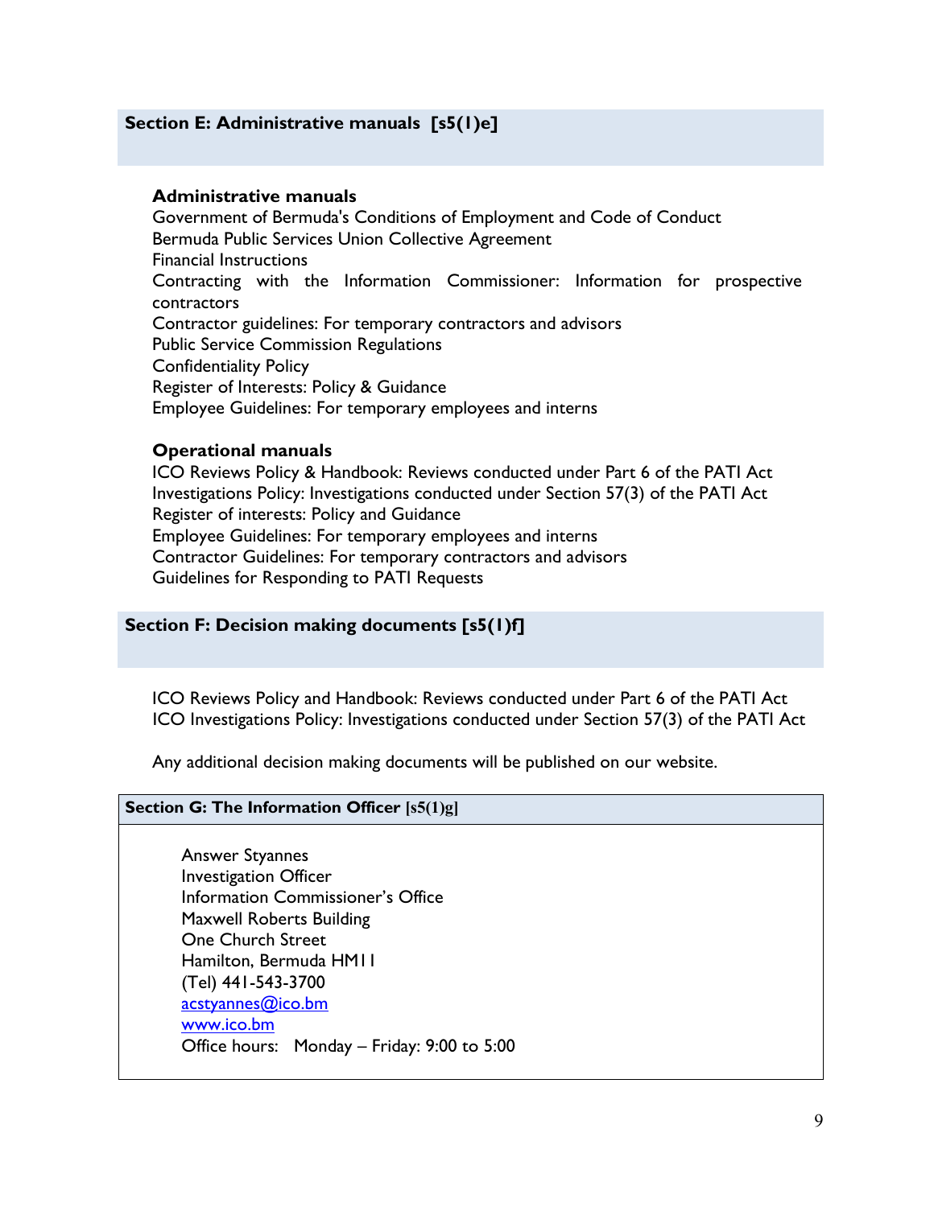## Section E: Administrative manuals [s5(1)e]

### Administrative manuals

Government of Bermuda's Conditions of Employment and Code of Conduct
Bermuda Public Services Union Collective Agreement
Financial Instructions
Contracting with the Information Commissioner: Information for prospective contractors
Contractor guidelines: For temporary contractors and advisors
Public Service Commission Regulations
Confidentiality Policy
Register of Interests: Policy & Guidance
Employee Guidelines: For temporary employees and interns

### Operational manuals

ICO Reviews Policy & Handbook: Reviews conducted under Part 6 of the PATI Act
Investigations Policy: Investigations conducted under Section 57(3) of the PATI Act
Register of interests: Policy and Guidance
Employee Guidelines: For temporary employees and interns
Contractor Guidelines: For temporary contractors and advisors
Guidelines for Responding to PATI Requests

## Section F: Decision making documents [s5(1)f]

ICO Reviews Policy and Handbook: Reviews conducted under Part 6 of the PATI Act
ICO Investigations Policy: Investigations conducted under Section 57(3) of the PATI Act

Any additional decision making documents will be published on our website.

## Section G: The Information Officer [s5(1)g]

Answer Styannes
Investigation Officer
Information Commissioner's Office
Maxwell Roberts Building
One Church Street
Hamilton, Bermuda HM11
(Tel) 441-543-3700
[acstyannes@ico.bm](mailto:acstyannes@ico.bm)
[www.ico.bm](http://www.ico.bm)
Office hours: Monday – Friday: 9:00 to 5:00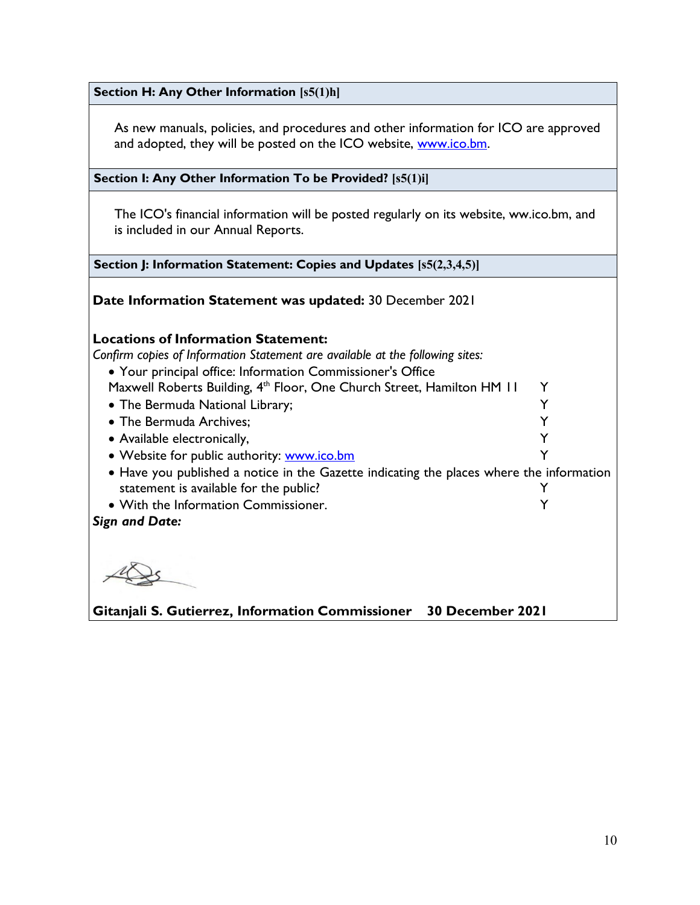**Section H: Any Other Information [s5(1)h]**

As new manuals, policies, and procedures and other information for ICO are approved and adopted, they will be posted on the ICO website, [www.ico.bm](http://www.ico.bm).

**Section I: Any Other Information To be Provided? [s5(1)i]**

The ICO's financial information will be posted regularly on its website, ww.ico.bm, and is included in our Annual Reports.

**Section J: Information Statement: Copies and Updates [s5(2,3,4,5)]**

**Date Information Statement was updated:** 30 December 2021

**Locations of Information Statement:**

*Confirm copies of Information Statement are available at the following sites:*

- Your principal office: Information Commissioner's Office Maxwell Roberts Building, 4th Floor, One Church Street, Hamilton HM 11 — Y
- The Bermuda National Library; — Y
- The Bermuda Archives; — Y
- Available electronically, — Y
- Website for public authority: [www.ico.bm](http://www.ico.bm) — Y
- Have you published a notice in the Gazette indicating the places where the information statement is available for the public? — Y
- With the Information Commissioner. — Y

***Sign and Date:***

**Gitanjali S. Gutierrez, Information Commissioner    30 December 2021**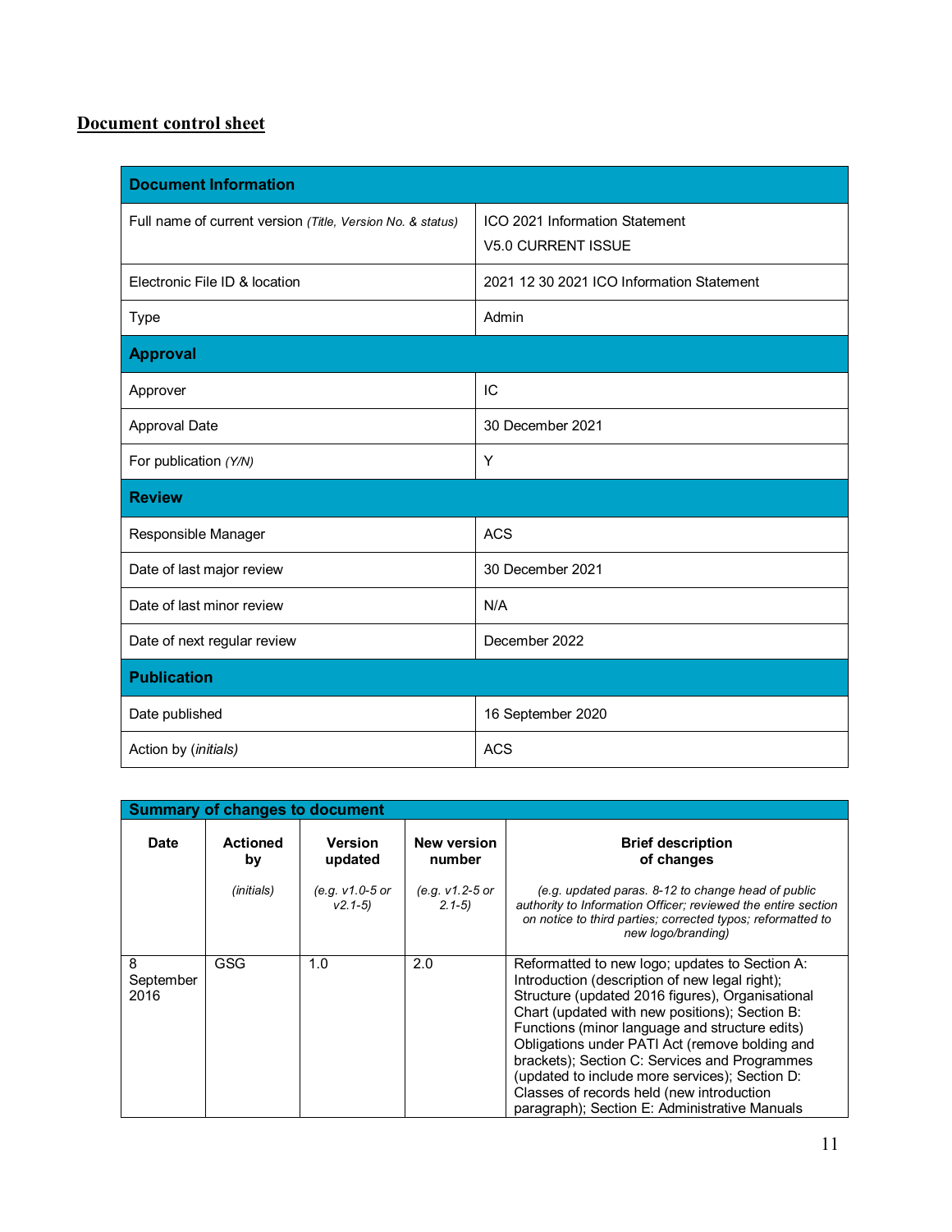## Document control sheet

| Document Information | |
|---|---|
| Full name of current version *(Title, Version No. & status)* | ICO 2021 Information Statement<br>V5.0 CURRENT ISSUE |
| Electronic File ID & location | 2021 12 30 2021 ICO Information Statement |
| Type | Admin |
| **Approval** | |
| Approver | IC |
| Approval Date | 30 December 2021 |
| For publication *(Y/N)* | Y |
| **Review** | |
| Responsible Manager | ACS |
| Date of last major review | 30 December 2021 |
| Date of last minor review | N/A |
| Date of next regular review | December 2022 |
| **Publication** | |
| Date published | 16 September 2020 |
| Action by *(initials)* | ACS |

| Summary of changes to document | | | | |
|---|---|---|---|---|
| **Date** | **Actioned by**<br>*(initials)* | **Version updated**<br>*(e.g. v1.0-5 or v2.1-5)* | **New version number**<br>*(e.g. v1.2-5 or 2.1-5)* | **Brief description of changes**<br>*(e.g. updated paras. 8-12 to change head of public authority to Information Officer; reviewed the entire section on notice to third parties; corrected typos; reformatted to new logo/branding)* |
| 8 September 2016 | GSG | 1.0 | 2.0 | Reformatted to new logo; updates to Section A: Introduction (description of new legal right); Structure (updated 2016 figures), Organisational Chart (updated with new positions); Section B: Functions (minor language and structure edits) Obligations under PATI Act (remove bolding and brackets); Section C: Services and Programmes (updated to include more services); Section D: Classes of records held (new introduction paragraph); Section E: Administrative Manuals |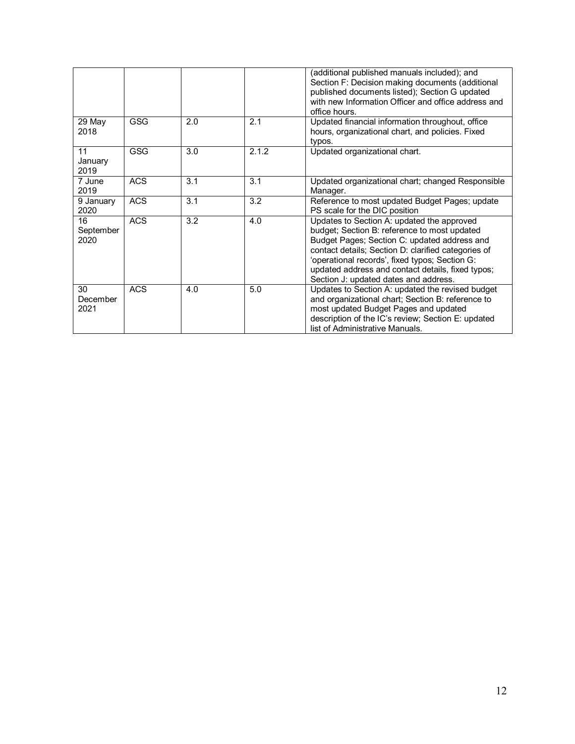| | | | | |
|---|---|---|---|---|
| | | | | (additional published manuals included); and Section F: Decision making documents (additional published documents listed); Section G updated with new Information Officer and office address and office hours. |
| 29 May 2018 | GSG | 2.0 | 2.1 | Updated financial information throughout, office hours, organizational chart, and policies. Fixed typos. |
| 11 January 2019 | GSG | 3.0 | 2.1.2 | Updated organizational chart. |
| 7 June 2019 | ACS | 3.1 | 3.1 | Updated organizational chart; changed Responsible Manager. |
| 9 January 2020 | ACS | 3.1 | 3.2 | Reference to most updated Budget Pages; update PS scale for the DIC position |
| 16 September 2020 | ACS | 3.2 | 4.0 | Updates to Section A: updated the approved budget; Section B: reference to most updated Budget Pages; Section C: updated address and contact details; Section D: clarified categories of 'operational records', fixed typos; Section G: updated address and contact details, fixed typos; Section J: updated dates and address. |
| 30 December 2021 | ACS | 4.0 | 5.0 | Updates to Section A: updated the revised budget and organizational chart; Section B: reference to most updated Budget Pages and updated description of the IC's review; Section E: updated list of Administrative Manuals. |